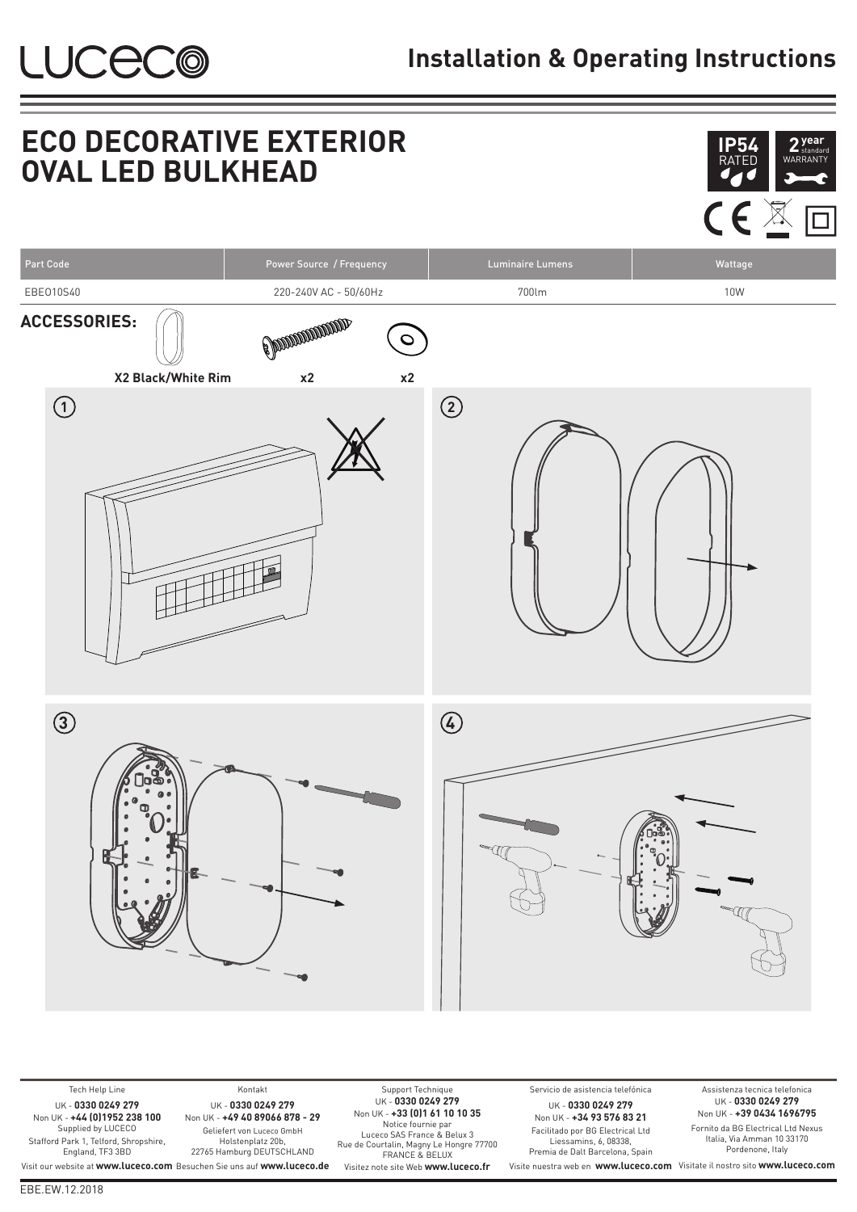# LUCECO

## Installation & Operating Instructions

# ECO DECORATIVE EXTERIOR OVAL LED BULKHEAD

IP54 RATED

2 year standard WARRANTY

| Part Code | Power Source / Frequency | Luminaire Lumens | Wattage |
|---|---|---|---|
| EBEO10S40 | 220-240V AC - 50/60Hz | 700lm | 10W |

**ACCESSORIES:**

X2 Black/White Rim | x2 | x2

1

2

3

4

Tech Help Line
UK - **0330 0249 279**
Non UK - **+44 (0)1952 238 100**
Supplied by LUCECO
Stafford Park 1, Telford, Shropshire, England, TF3 3BD
Visit our website at **www.luceco.com**

Kontakt
UK - **0330 0249 279**
Non UK - **+49 40 89066 878 - 29**
Geliefert von Luceco GmbH
Holstenplatz 20b,
22765 Hamburg DEUTSCHLAND
Besuchen Sie uns auf **www.luceco.de**

Support Technique
UK - **0330 0249 279**
Non UK - **+33 (0)1 61 10 10 35**
Notice fournie par
Luceco SAS France & Belux 3
Rue de Courtalin, Magny Le Hongre 77700
FRANCE & BELUX
Visitez note site Web **www.luceco.fr**

Servicio de asistencia telefónica
UK - **0330 0249 279**
Non UK - **+34 93 576 83 21**
Facilitado por BG Electrical Ltd
Liessamins, 6, 08338,
Premia de Dalt Barcelona, Spain
Visite nuestra web en **www.luceco.com**

Assistenza tecnica telefonica
UK - **0330 0249 279**
Non UK - **+39 0434 1696795**
Fornito da BG Electrical Ltd Nexus
Italia, Via Amman 10 33170
Pordenone, Italy
Visitate il nostro sito **www.luceco.com**

EBE.EW.12.2018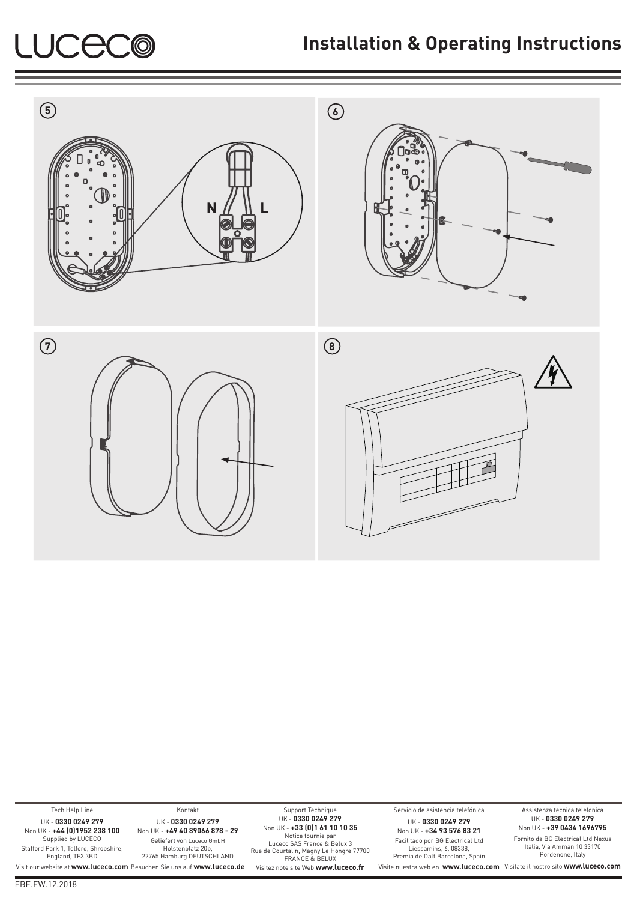# Installation & Operating Instructions

5

N L

6

7

8

Tech Help Line
UK - **0330 0249 279**
Non UK - **+44 (0)1952 238 100**
Supplied by LUCECO
Stafford Park 1, Telford, Shropshire, England, TF3 3BD
Visit our website at **www.luceco.com**

Kontakt
UK - **0330 0249 279**
Non UK - **+49 40 89066 878 - 29**
Geliefert von Luceco GmbH
Holstenplatz 20b,
22765 Hamburg DEUTSCHLAND
Besuchen Sie uns auf **www.luceco.de**

Support Technique
UK - **0330 0249 279**
Non UK - **+33 (0)1 61 10 10 35**
Notice fournie par
Luceco SAS France & Belux 3
Rue de Courtalin, Magny Le Hongre 77700
FRANCE & BELUX
Visitez note site Web **www.luceco.fr**

Servicio de asistencia telefónica
UK - **0330 0249 279**
Non UK - **+34 93 576 83 21**
Facilitado por BG Electrical Ltd
Liessamins, 6, 08338,
Premia de Dalt Barcelona, Spain
Visite nuestra web en **www.luceco.com**

Assistenza tecnica telefonica
UK - **0330 0249 279**
Non UK - **+39 0434 1696795**
Fornito da BG Electrical Ltd Nexus
Italia, Via Amman 10 33170
Pordenone, Italy
Visitate il nostro sito **www.luceco.com**

EBE.EW.12.2018